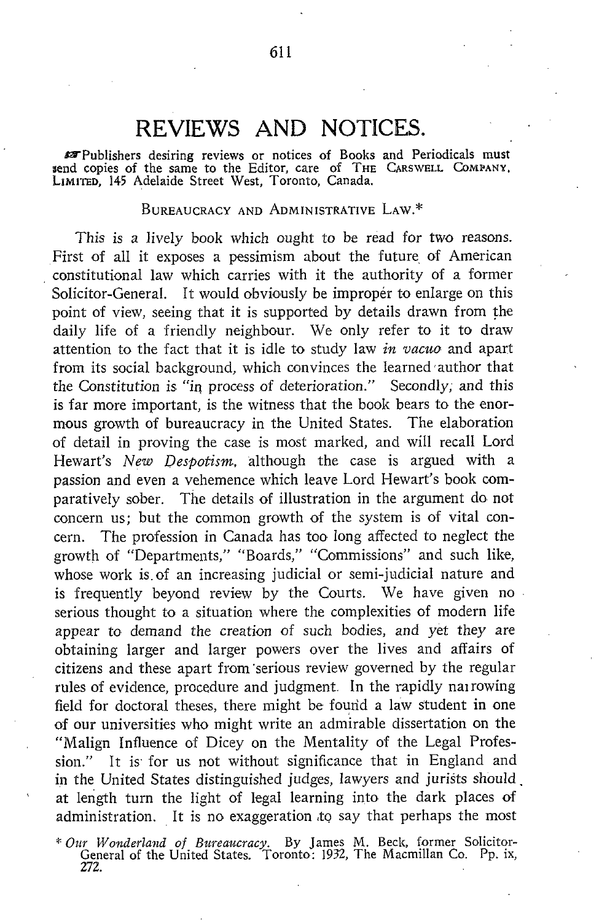# REVIEWS AND NOTICES.

☞Publishers desiring reviews or notices of Books and Periodicals must send copies of the same to the Editor, care of THE CARSWELL COMPANY, LIMITED, 145 Adelaide Street West, Toronto, Canada.

## BUREAUCRACY AND ADMINISTRATIVE LAW.*

This is a lively book which ought to be read for two reasons. First of all it exposes a pessimism about the future of American constitutional law which carries with it the authority of a former Solicitor-General. It would obviously be improper to enlarge on this point of view, seeing that it is supported by details drawn from the daily life of a friendly neighbour. We only refer to it to draw attention to the fact that it is idle to study law *in vacuo* and apart from its social background, which convinces the learned author that the Constitution is "in process of deterioration." Secondly, and this is far more important, is the witness that the book bears to the enormous growth of bureaucracy in the United States. The elaboration of detail in proving the case is most marked, and will recall Lord Hewart's *New Despotism*, although the case is argued with a passion and even a vehemence which leave Lord Hewart's book comparatively sober. The details of illustration in the argument do not concern us; but the common growth of the system is of vital concern. The profession in Canada has too long affected to neglect the growth of "Departments," "Boards," "Commissions" and such like, whose work is of an increasing judicial or semi-judicial nature and is frequently beyond review by the Courts. We have given no serious thought to a situation where the complexities of modern life appear to demand the creation of such bodies, and yet they are obtaining larger and larger powers over the lives and affairs of citizens and these apart from serious review governed by the regular rules of evidence, procedure and judgment. In the rapidly narrowing field for doctoral theses, there might be found a law student in one of our universities who might write an admirable dissertation on the "Malign Influence of Dicey on the Mentality of the Legal Profession." It is for us not without significance that in England and in the United States distinguished judges, lawyers and jurists should at length turn the light of legal learning into the dark places of administration. It is no exaggeration to say that perhaps the most

\* *Our Wonderland of Bureaucracy*. By James M. Beck, former Solicitor-General of the United States. Toronto: 1932, The Macmillan Co. Pp. ix, 272.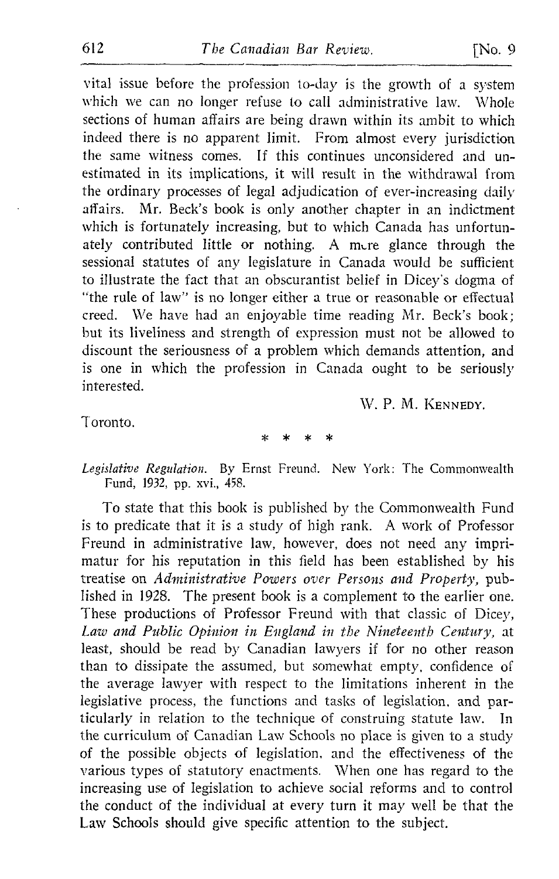vital issue before the profession to-day is the growth of a system which we can no longer refuse to call administrative law. Whole sections of human affairs are being drawn within its ambit to which indeed there is no apparent limit. From almost every jurisdiction the same witness comes. If this continues unconsidered and unestimated in its implications, it will result in the withdrawal from the ordinary processes of legal adjudication of ever-increasing daily affairs. Mr. Beck's book is only another chapter in an indictment which is fortunately increasing, but to which Canada has unfortunately contributed little or nothing. A mere glance through the sessional statutes of any legislature in Canada would be sufficient to illustrate the fact that an obscurantist belief in Dicey's dogma of "the rule of law" is no longer either a true or reasonable or effectual creed. We have had an enjoyable time reading Mr. Beck's book; but its liveliness and strength of expression must not be allowed to discount the seriousness of a problem which demands attention, and is one in which the profession in Canada ought to be seriously interested.

W. P. M. KENNEDY.

Toronto.

\* \* \* \*

*Legislative Regulation.* By Ernst Freund. New York: The Commonwealth Fund, 1932, pp. xvi., 458.

To state that this book is published by the Commonwealth Fund is to predicate that it is a study of high rank. A work of Professor Freund in administrative law, however, does not need any imprimatur for his reputation in this field has been established by his treatise on *Administrative Powers over Persons and Property*, published in 1928. The present book is a complement to the earlier one. These productions of Professor Freund with that classic of Dicey, *Law and Public Opinion in England in the Nineteenth Century*, at least, should be read by Canadian lawyers if for no other reason than to dissipate the assumed, but somewhat empty, confidence of the average lawyer with respect to the limitations inherent in the legislative process, the functions and tasks of legislation, and particularly in relation to the technique of construing statute law. In the curriculum of Canadian Law Schools no place is given to a study of the possible objects of legislation, and the effectiveness of the various types of statutory enactments. When one has regard to the increasing use of legislation to achieve social reforms and to control the conduct of the individual at every turn it may well be that the Law Schools should give specific attention to the subject.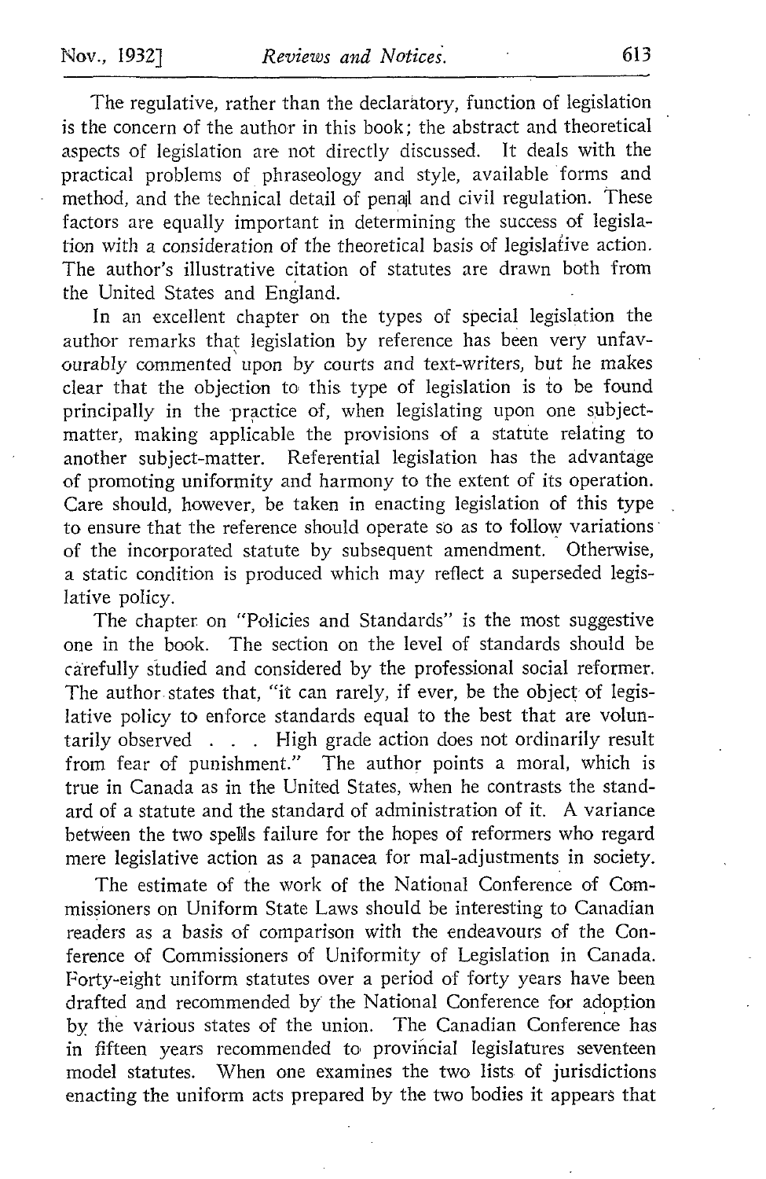The regulative, rather than the declaratory, function of legislation is the concern of the author in this book; the abstract and theoretical aspects of legislation are not directly discussed. It deals with the practical problems of phraseology and style, available forms and method, and the technical detail of penal and civil regulation. These factors are equally important in determining the success of legislation with a consideration of the theoretical basis of legislative action. The author's illustrative citation of statutes are drawn both from the United States and England.

In an excellent chapter on the types of special legislation the author remarks that legislation by reference has been very unfavourably commented upon by courts and text-writers, but he makes clear that the objection to this type of legislation is to be found principally in the practice of, when legislating upon one subject-matter, making applicable the provisions of a statute relating to another subject-matter. Referential legislation has the advantage of promoting uniformity and harmony to the extent of its operation. Care should, however, be taken in enacting legislation of this type to ensure that the reference should operate so as to follow variations of the incorporated statute by subsequent amendment. Otherwise, a static condition is produced which may reflect a superseded legislative policy.

The chapter on "Policies and Standards" is the most suggestive one in the book. The section on the level of standards should be carefully studied and considered by the professional social reformer. The author states that, "it can rarely, if ever, be the object of legislative policy to enforce standards equal to the best that are voluntarily observed . . . High grade action does not ordinarily result from fear of punishment." The author points a moral, which is true in Canada as in the United States, when he contrasts the standard of a statute and the standard of administration of it. A variance between the two spells failure for the hopes of reformers who regard mere legislative action as a panacea for mal-adjustments in society.

The estimate of the work of the National Conference of Commissioners on Uniform State Laws should be interesting to Canadian readers as a basis of comparison with the endeavours of the Conference of Commissioners of Uniformity of Legislation in Canada. Forty-eight uniform statutes over a period of forty years have been drafted and recommended by the National Conference for adoption by the various states of the union. The Canadian Conference has in fifteen years recommended to provincial legislatures seventeen model statutes. When one examines the two lists of jurisdictions enacting the uniform acts prepared by the two bodies it appears that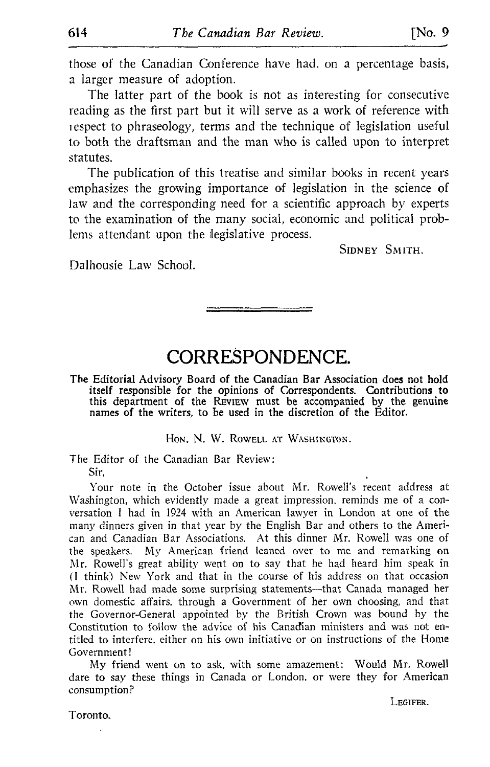those of the Canadian Conference have had, on a percentage basis, a larger measure of adoption.

The latter part of the book is not as interesting for consecutive reading as the first part but it will serve as a work of reference with respect to phraseology, terms and the technique of legislation useful to both the draftsman and the man who is called upon to interpret statutes.

The publication of this treatise and similar books in recent years emphasizes the growing importance of legislation in the science of law and the corresponding need for a scientific approach by experts to the examination of the many social, economic and political problems attendant upon the legislative process.

SIDNEY SMITH.

Dalhousie Law School.

---

# CORRESPONDENCE.

**The Editorial Advisory Board of the Canadian Bar Association does not hold itself responsible for the opinions of Correspondents. Contributions to this department of the REVIEW must be accompanied by the genuine names of the writers, to be used in the discretion of the Editor.**

### HON. N. W. ROWELL AT WASHINGTON.

The Editor of the Canadian Bar Review:

Sir,

Your note in the October issue about Mr. Rowell's recent address at Washington, which evidently made a great impression, reminds me of a conversation I had in 1924 with an American lawyer in London at one of the many dinners given in that year by the English Bar and others to the American and Canadian Bar Associations. At this dinner Mr. Rowell was one of the speakers. My American friend leaned over to me and remarking on Mr. Rowell's great ability went on to say that he had heard him speak in (I think) New York and that in the course of his address on that occasion Mr. Rowell had made some surprising statements—that Canada managed her own domestic affairs, through a Government of her own choosing, and that the Governor-General appointed by the British Crown was bound by the Constitution to follow the advice of his Canadian ministers and was not entitled to interfere, either on his own initiative or on instructions of the Home Government!

My friend went on to ask, with some amazement: Would Mr. Rowell dare to say these things in Canada or London, or were they for American consumption?

LEGIFER.

Toronto.